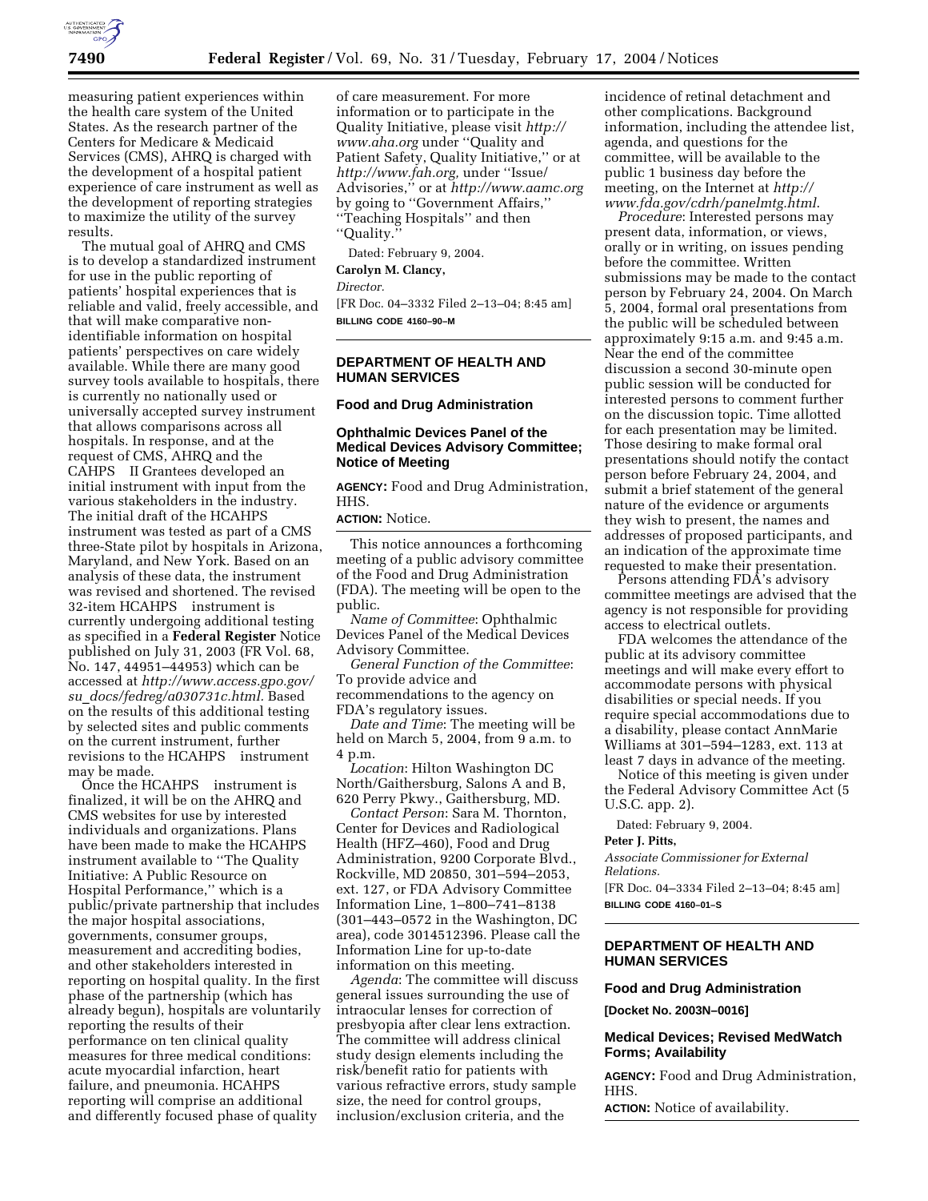measuring patient experiences within the health care system of the United States. As the research partner of the Centers for Medicare & Medicaid Services (CMS), AHRQ is charged with the development of a hospital patient experience of care instrument as well as the development of reporting strategies to maximize the utility of the survey results.

The mutual goal of AHRQ and CMS is to develop a standardized instrument for use in the public reporting of patients' hospital experiences that is reliable and valid, freely accessible, and that will make comparative non-identifiable information on hospital patients' perspectives on care widely available. While there are many good survey tools available to hospitals, there is currently no nationally used or universally accepted survey instrument that allows comparisons across all hospitals. In response, and at the request of CMS, AHRQ and the CAHPS II Grantees developed an initial instrument with input from the various stakeholders in the industry. The initial draft of the HCAHPS instrument was tested as part of a CMS three-State pilot by hospitals in Arizona, Maryland, and New York. Based on an analysis of these data, the instrument was revised and shortened. The revised 32-item HCAHPS instrument is currently undergoing additional testing as specified in a **Federal Register** Notice published on July 31, 2003 (FR Vol. 68, No. 147, 44951–44953) which can be accessed at *http://www.access.gpo.gov/su_docs/fedreg/a030731c.html.* Based on the results of this additional testing by selected sites and public comments on the current instrument, further revisions to the HCAHPS instrument may be made.

Once the HCAHPS instrument is finalized, it will be on the AHRQ and CMS websites for use by interested individuals and organizations. Plans have been made to make the HCAHPS instrument available to ''The Quality Initiative: A Public Resource on Hospital Performance,'' which is a public/private partnership that includes the major hospital associations, governments, consumer groups, measurement and accrediting bodies, and other stakeholders interested in reporting on hospital quality. In the first phase of the partnership (which has already begun), hospitals are voluntarily reporting the results of their performance on ten clinical quality measures for three medical conditions: acute myocardial infarction, heart failure, and pneumonia. HCAHPS reporting will comprise an additional and differently focused phase of quality of care measurement. For more information or to participate in the Quality Initiative, please visit *http://www.aha.org* under ''Quality and Patient Safety, Quality Initiative,'' or at *http://www.fah.org,* under ''Issue/Advisories,'' or at *http://www.aamc.org* by going to ''Government Affairs,'' ''Teaching Hospitals'' and then ''Quality.''

Dated: February 9, 2004.

**Carolyn M. Clancy,**

*Director.*

[FR Doc. 04–3332 Filed 2–13–04; 8:45 am]

**BILLING CODE 4160–90–M**

## DEPARTMENT OF HEALTH AND HUMAN SERVICES

### Food and Drug Administration

### Ophthalmic Devices Panel of the Medical Devices Advisory Committee; Notice of Meeting

**AGENCY:** Food and Drug Administration, HHS.

**ACTION:** Notice.

This notice announces a forthcoming meeting of a public advisory committee of the Food and Drug Administration (FDA). The meeting will be open to the public.

*Name of Committee*: Ophthalmic Devices Panel of the Medical Devices Advisory Committee.

*General Function of the Committee*: To provide advice and recommendations to the agency on FDA's regulatory issues.

*Date and Time*: The meeting will be held on March 5, 2004, from 9 a.m. to 4 p.m.

*Location*: Hilton Washington DC North/Gaithersburg, Salons A and B, 620 Perry Pkwy., Gaithersburg, MD.

*Contact Person*: Sara M. Thornton, Center for Devices and Radiological Health (HFZ–460), Food and Drug Administration, 9200 Corporate Blvd., Rockville, MD 20850, 301–594–2053, ext. 127, or FDA Advisory Committee Information Line, 1–800–741–8138 (301–443–0572 in the Washington, DC area), code 3014512396. Please call the Information Line for up-to-date information on this meeting.

*Agenda*: The committee will discuss general issues surrounding the use of intraocular lenses for correction of presbyopia after clear lens extraction. The committee will address clinical study design elements including the risk/benefit ratio for patients with various refractive errors, study sample size, the need for control groups, inclusion/exclusion criteria, and the incidence of retinal detachment and other complications. Background information, including the attendee list, agenda, and questions for the committee, will be available to the public 1 business day before the meeting, on the Internet at *http://www.fda.gov/cdrh/panelmtg.html.*

*Procedure*: Interested persons may present data, information, or views, orally or in writing, on issues pending before the committee. Written submissions may be made to the contact person by February 24, 2004. On March 5, 2004, formal oral presentations from the public will be scheduled between approximately 9:15 a.m. and 9:45 a.m. Near the end of the committee discussion a second 30-minute open public session will be conducted for interested persons to comment further on the discussion topic. Time allotted for each presentation may be limited. Those desiring to make formal oral presentations should notify the contact person before February 24, 2004, and submit a brief statement of the general nature of the evidence or arguments they wish to present, the names and addresses of proposed participants, and an indication of the approximate time requested to make their presentation.

Persons attending FDA's advisory committee meetings are advised that the agency is not responsible for providing access to electrical outlets.

FDA welcomes the attendance of the public at its advisory committee meetings and will make every effort to accommodate persons with physical disabilities or special needs. If you require special accommodations due to a disability, please contact AnnMarie Williams at 301–594–1283, ext. 113 at least 7 days in advance of the meeting.

Notice of this meeting is given under the Federal Advisory Committee Act (5 U.S.C. app. 2).

Dated: February 9, 2004.

**Peter J. Pitts,**

*Associate Commissioner for External Relations.*

[FR Doc. 04–3334 Filed 2–13–04; 8:45 am]

**BILLING CODE 4160–01–S**

## DEPARTMENT OF HEALTH AND HUMAN SERVICES

### Food and Drug Administration

**[Docket No. 2003N–0016]**

### Medical Devices; Revised MedWatch Forms; Availability

**AGENCY:** Food and Drug Administration, HHS.

**ACTION:** Notice of availability.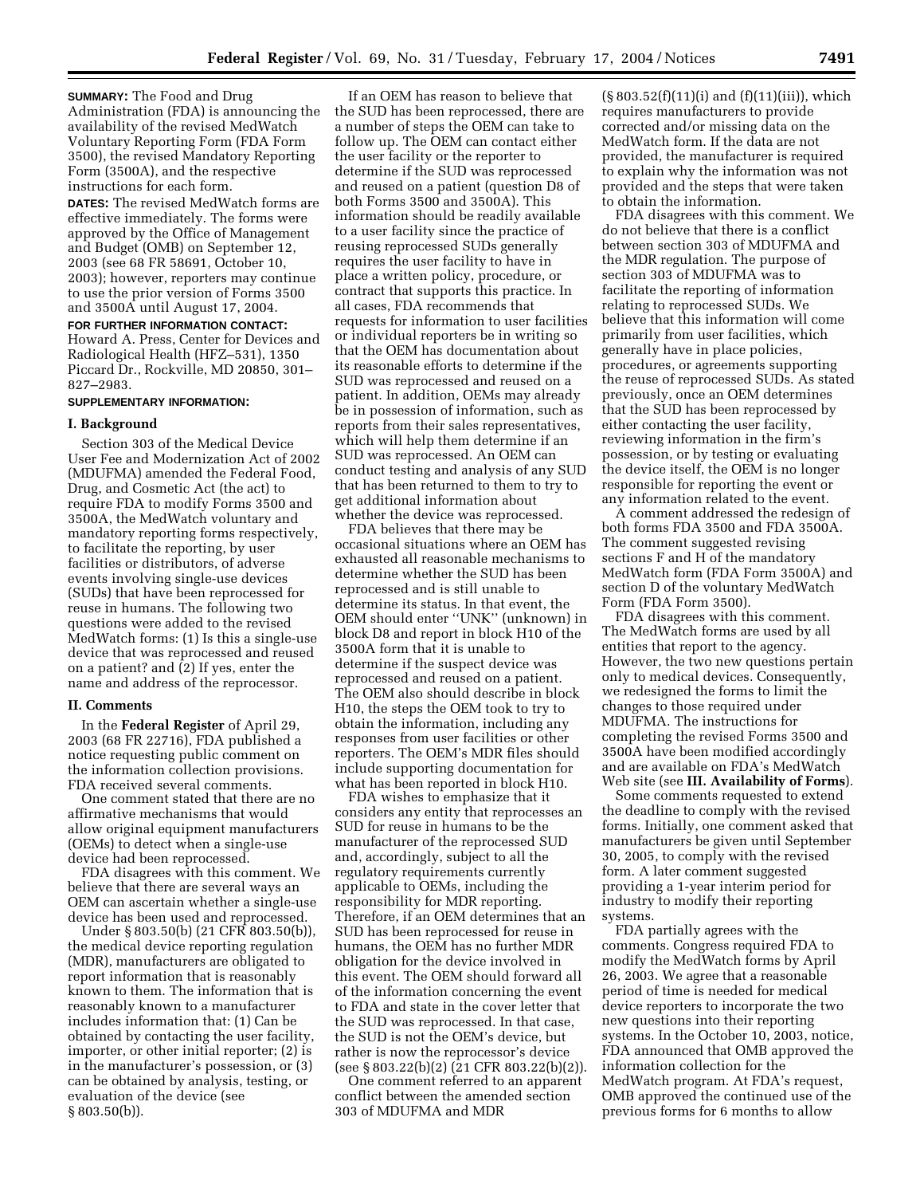**SUMMARY:** The Food and Drug Administration (FDA) is announcing the availability of the revised MedWatch Voluntary Reporting Form (FDA Form 3500), the revised Mandatory Reporting Form (3500A), and the respective instructions for each form.

**DATES:** The revised MedWatch forms are effective immediately. The forms were approved by the Office of Management and Budget (OMB) on September 12, 2003 (see 68 FR 58691, October 10, 2003); however, reporters may continue to use the prior version of Forms 3500 and 3500A until August 17, 2004.

**FOR FURTHER INFORMATION CONTACT:** Howard A. Press, Center for Devices and Radiological Health (HFZ–531), 1350 Piccard Dr., Rockville, MD 20850, 301–827–2983.

**SUPPLEMENTARY INFORMATION:**

## I. Background

Section 303 of the Medical Device User Fee and Modernization Act of 2002 (MDUFMA) amended the Federal Food, Drug, and Cosmetic Act (the act) to require FDA to modify Forms 3500 and 3500A, the MedWatch voluntary and mandatory reporting forms respectively, to facilitate the reporting, by user facilities or distributors, of adverse events involving single-use devices (SUDs) that have been reprocessed for reuse in humans. The following two questions were added to the revised MedWatch forms: (1) Is this a single-use device that was reprocessed and reused on a patient? and (2) If yes, enter the name and address of the reprocessor.

## II. Comments

In the **Federal Register** of April 29, 2003 (68 FR 22716), FDA published a notice requesting public comment on the information collection provisions. FDA received several comments.

One comment stated that there are no affirmative mechanisms that would allow original equipment manufacturers (OEMs) to detect when a single-use device had been reprocessed.

FDA disagrees with this comment. We believe that there are several ways an OEM can ascertain whether a single-use device has been used and reprocessed.

Under § 803.50(b) (21 CFR 803.50(b)), the medical device reporting regulation (MDR), manufacturers are obligated to report information that is reasonably known to them. The information that is reasonably known to a manufacturer includes information that: (1) Can be obtained by contacting the user facility, importer, or other initial reporter; (2) is in the manufacturer's possession, or (3) can be obtained by analysis, testing, or evaluation of the device (see § 803.50(b)).

If an OEM has reason to believe that the SUD has been reprocessed, there are a number of steps the OEM can take to follow up. The OEM can contact either the user facility or the reporter to determine if the SUD was reprocessed and reused on a patient (question D8 of both Forms 3500 and 3500A). This information should be readily available to a user facility since the practice of reusing reprocessed SUDs generally requires the user facility to have in place a written policy, procedure, or contract that supports this practice. In all cases, FDA recommends that requests for information to user facilities or individual reporters be in writing so that the OEM has documentation about its reasonable efforts to determine if the SUD was reprocessed and reused on a patient. In addition, OEMs may already be in possession of information, such as reports from their sales representatives, which will help them determine if an SUD was reprocessed. An OEM can conduct testing and analysis of any SUD that has been returned to them to try to get additional information about whether the device was reprocessed.

FDA believes that there may be occasional situations where an OEM has exhausted all reasonable mechanisms to determine whether the SUD has been reprocessed and is still unable to determine its status. In that event, the OEM should enter ''UNK'' (unknown) in block D8 and report in block H10 of the 3500A form that it is unable to determine if the suspect device was reprocessed and reused on a patient. The OEM also should describe in block H10, the steps the OEM took to try to obtain the information, including any responses from user facilities or other reporters. The OEM's MDR files should include supporting documentation for what has been reported in block H10.

FDA wishes to emphasize that it considers any entity that reprocesses an SUD for reuse in humans to be the manufacturer of the reprocessed SUD and, accordingly, subject to all the regulatory requirements currently applicable to OEMs, including the responsibility for MDR reporting. Therefore, if an OEM determines that an SUD has been reprocessed for reuse in humans, the OEM has no further MDR obligation for the device involved in this event. The OEM should forward all of the information concerning the event to FDA and state in the cover letter that the SUD was reprocessed. In that case, the SUD is not the OEM's device, but rather is now the reprocessor's device (see § 803.22(b)(2) (21 CFR 803.22(b)(2)).

One comment referred to an apparent conflict between the amended section 303 of MDUFMA and MDR (§ 803.52(f)(11)(i) and (f)(11)(iii)), which requires manufacturers to provide corrected and/or missing data on the MedWatch form. If the data are not provided, the manufacturer is required to explain why the information was not provided and the steps that were taken to obtain the information.

FDA disagrees with this comment. We do not believe that there is a conflict between section 303 of MDUFMA and the MDR regulation. The purpose of section 303 of MDUFMA was to facilitate the reporting of information relating to reprocessed SUDs. We believe that this information will come primarily from user facilities, which generally have in place policies, procedures, or agreements supporting the reuse of reprocessed SUDs. As stated previously, once an OEM determines that the SUD has been reprocessed by either contacting the user facility, reviewing information in the firm's possession, or by testing or evaluating the device itself, the OEM is no longer responsible for reporting the event or any information related to the event.

A comment addressed the redesign of both forms FDA 3500 and FDA 3500A. The comment suggested revising sections F and H of the mandatory MedWatch form (FDA Form 3500A) and section D of the voluntary MedWatch Form (FDA Form 3500).

FDA disagrees with this comment. The MedWatch forms are used by all entities that report to the agency. However, the two new questions pertain only to medical devices. Consequently, we redesigned the forms to limit the changes to those required under MDUFMA. The instructions for completing the revised Forms 3500 and 3500A have been modified accordingly and are available on FDA's MedWatch Web site (see **III. Availability of Forms**).

Some comments requested to extend the deadline to comply with the revised forms. Initially, one comment asked that manufacturers be given until September 30, 2005, to comply with the revised form. A later comment suggested providing a 1-year interim period for industry to modify their reporting systems.

FDA partially agrees with the comments. Congress required FDA to modify the MedWatch forms by April 26, 2003. We agree that a reasonable period of time is needed for medical device reporters to incorporate the two new questions into their reporting systems. In the October 10, 2003, notice, FDA announced that OMB approved the information collection for the MedWatch program. At FDA's request, OMB approved the continued use of the previous forms for 6 months to allow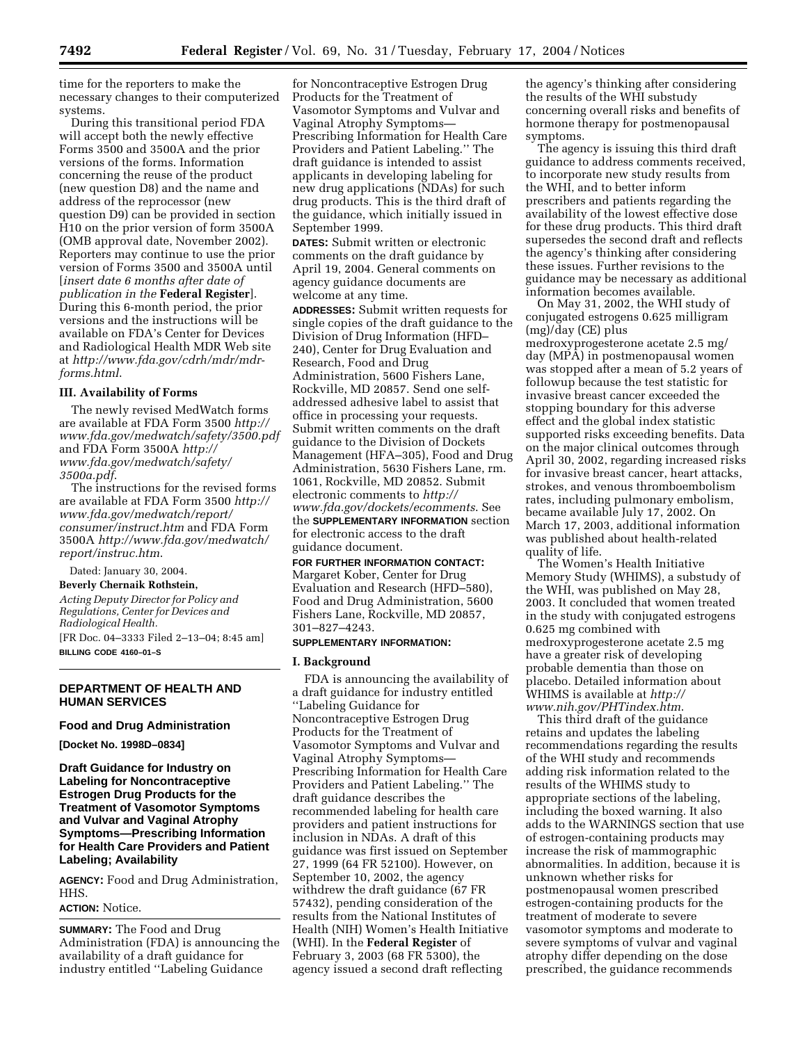time for the reporters to make the necessary changes to their computerized systems.

During this transitional period FDA will accept both the newly effective Forms 3500 and 3500A and the prior versions of the forms. Information concerning the reuse of the product (new question D8) and the name and address of the reprocessor (new question D9) can be provided in section H10 on the prior version of form 3500A (OMB approval date, November 2002). Reporters may continue to use the prior version of Forms 3500 and 3500A until [*insert date 6 months after date of publication in the* **Federal Register**]. During this 6-month period, the prior versions and the instructions will be available on FDA's Center for Devices and Radiological Health MDR Web site at *http://www.fda.gov/cdrh/mdr/mdr-forms.html*.

### III. Availability of Forms

The newly revised MedWatch forms are available at FDA Form 3500 *http://www.fda.gov/medwatch/safety/3500.pdf* and FDA Form 3500A *http://www.fda.gov/medwatch/safety/3500a.pdf*.

The instructions for the revised forms are available at FDA Form 3500 *http://www.fda.gov/medwatch/report/consumer/instruct.htm* and FDA Form 3500A *http://www.fda.gov/medwatch/report/instruc.htm*.

Dated: January 30, 2004.

**Beverly Chernaik Rothstein,**

*Acting Deputy Director for Policy and Regulations, Center for Devices and Radiological Health.*

[FR Doc. 04–3333 Filed 2–13–04; 8:45 am]

**BILLING CODE 4160–01–S**

---

## DEPARTMENT OF HEALTH AND HUMAN SERVICES

### Food and Drug Administration

**[Docket No. 1998D–0834]**

### Draft Guidance for Industry on Labeling for Noncontraceptive Estrogen Drug Products for the Treatment of Vasomotor Symptoms and Vulvar and Vaginal Atrophy Symptoms—Prescribing Information for Health Care Providers and Patient Labeling; Availability

**AGENCY:** Food and Drug Administration, HHS.

**ACTION:** Notice.

**SUMMARY:** The Food and Drug Administration (FDA) is announcing the availability of a draft guidance for industry entitled ''Labeling Guidance for Noncontraceptive Estrogen Drug Products for the Treatment of Vasomotor Symptoms and Vulvar and Vaginal Atrophy Symptoms—Prescribing Information for Health Care Providers and Patient Labeling.'' The draft guidance is intended to assist applicants in developing labeling for new drug applications (NDAs) for such drug products. This is the third draft of the guidance, which initially issued in September 1999.

**DATES:** Submit written or electronic comments on the draft guidance by April 19, 2004. General comments on agency guidance documents are welcome at any time.

**ADDRESSES:** Submit written requests for single copies of the draft guidance to the Division of Drug Information (HFD–240), Center for Drug Evaluation and Research, Food and Drug Administration, 5600 Fishers Lane, Rockville, MD 20857. Send one self-addressed adhesive label to assist that office in processing your requests. Submit written comments on the draft guidance to the Division of Dockets Management (HFA–305), Food and Drug Administration, 5630 Fishers Lane, rm. 1061, Rockville, MD 20852. Submit electronic comments to *http://www.fda.gov/dockets/ecomments*. See the **SUPPLEMENTARY INFORMATION** section for electronic access to the draft guidance document.

**FOR FURTHER INFORMATION CONTACT:** Margaret Kober, Center for Drug Evaluation and Research (HFD–580), Food and Drug Administration, 5600 Fishers Lane, Rockville, MD 20857, 301–827–4243.

**SUPPLEMENTARY INFORMATION:**

### I. Background

FDA is announcing the availability of a draft guidance for industry entitled ''Labeling Guidance for Noncontraceptive Estrogen Drug Products for the Treatment of Vasomotor Symptoms and Vulvar and Vaginal Atrophy Symptoms—Prescribing Information for Health Care Providers and Patient Labeling.'' The draft guidance describes the recommended labeling for health care providers and patient instructions for inclusion in NDAs. A draft of this guidance was first issued on September 27, 1999 (64 FR 52100). However, on September 10, 2002, the agency withdrew the draft guidance (67 FR 57432), pending consideration of the results from the National Institutes of Health (NIH) Women's Health Initiative (WHI). In the **Federal Register** of February 3, 2003 (68 FR 5300), the agency issued a second draft reflecting the agency's thinking after considering the results of the WHI substudy concerning overall risks and benefits of hormone therapy for postmenopausal symptoms.

The agency is issuing this third draft guidance to address comments received, to incorporate new study results from the WHI, and to better inform prescribers and patients regarding the availability of the lowest effective dose for these drug products. This third draft supersedes the second draft and reflects the agency's thinking after considering these issues. Further revisions to the guidance may be necessary as additional information becomes available.

On May 31, 2002, the WHI study of conjugated estrogens 0.625 milligram (mg)/day (CE) plus medroxyprogesterone acetate 2.5 mg/day (MPA) in postmenopausal women was stopped after a mean of 5.2 years of followup because the test statistic for invasive breast cancer exceeded the stopping boundary for this adverse effect and the global index statistic supported risks exceeding benefits. Data on the major clinical outcomes through April 30, 2002, regarding increased risks for invasive breast cancer, heart attacks, strokes, and venous thromboembolism rates, including pulmonary embolism, became available July 17, 2002. On March 17, 2003, additional information was published about health-related quality of life.

The Women's Health Initiative Memory Study (WHIMS), a substudy of the WHI, was published on May 28, 2003. It concluded that women treated in the study with conjugated estrogens 0.625 mg combined with medroxyprogesterone acetate 2.5 mg have a greater risk of developing probable dementia than those on placebo. Detailed information about WHIMS is available at *http://www.nih.gov/PHTindex.htm*.

This third draft of the guidance retains and updates the labeling recommendations regarding the results of the WHI study and recommends adding risk information related to the results of the WHIMS study to appropriate sections of the labeling, including the boxed warning. It also adds to the WARNINGS section that use of estrogen-containing products may increase the risk of mammographic abnormalities. In addition, because it is unknown whether risks for postmenopausal women prescribed estrogen-containing products for the treatment of moderate to severe vasomotor symptoms and moderate to severe symptoms of vulvar and vaginal atrophy differ depending on the dose prescribed, the guidance recommends